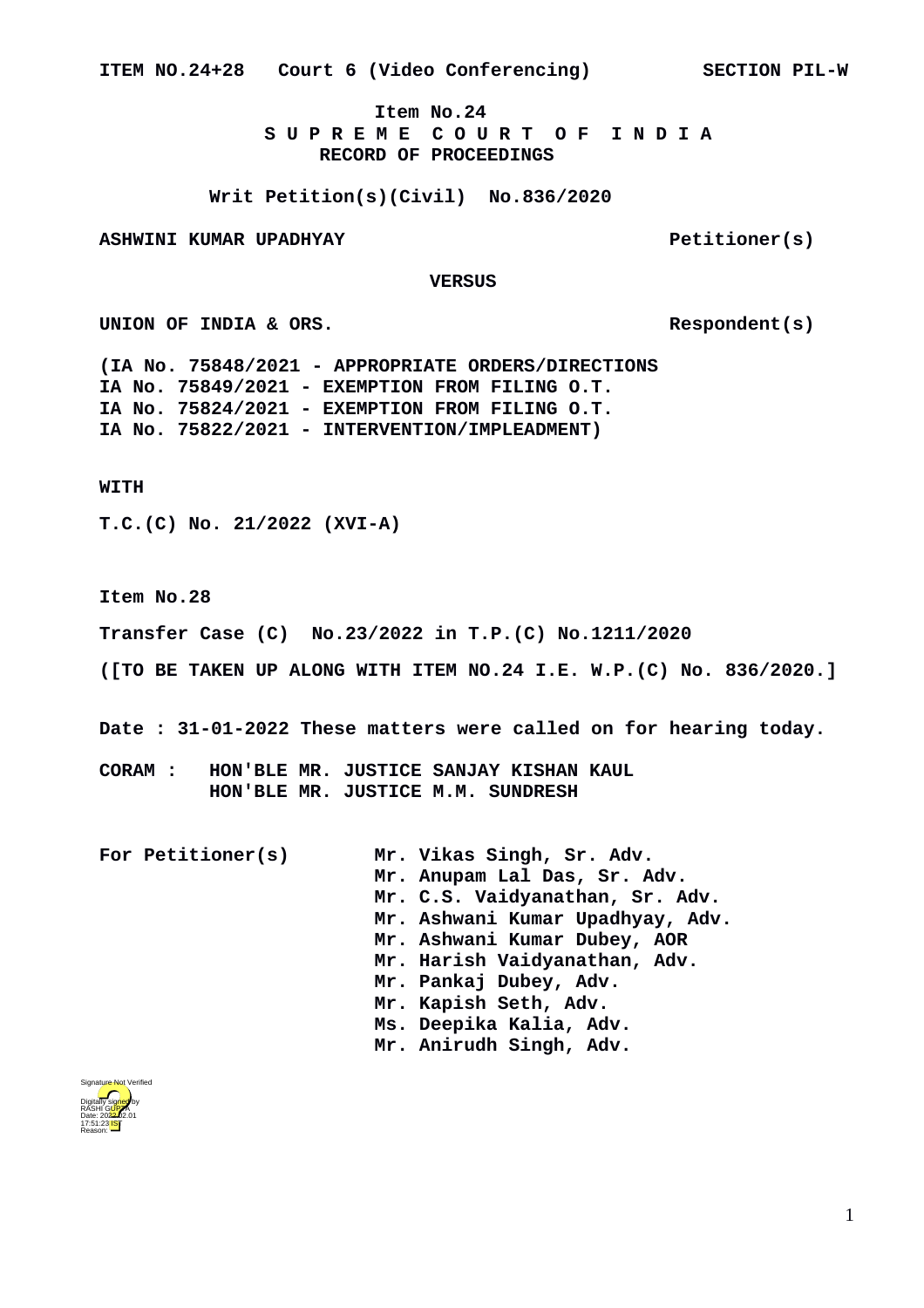**ITEM NO.24+28 Court 6 (Video Conferencing) SECTION PIL-W**

**Item No.24**

# S U P R E M E C O U R T O F I N D I A

**RECORD OF PROCEEDINGS**

**Writ Petition(s)(Civil) No.836/2020**

**ASHWINI KUMAR UPADHYAY Petitioner(s)**

**VERSUS**

**UNION OF INDIA & ORS. Respondent(s)**

**(IA No. 75848/2021 - APPROPRIATE ORDERS/DIRECTIONS**
**IA No. 75849/2021 - EXEMPTION FROM FILING O.T.**
**IA No. 75824/2021 - EXEMPTION FROM FILING O.T.**
**IA No. 75822/2021 - INTERVENTION/IMPLEADMENT)**

**WITH**

**T.C.(C) No. 21/2022 (XVI-A)**

**Item No.28**

**Transfer Case (C) No.23/2022 in T.P.(C) No.1211/2020**

**([TO BE TAKEN UP ALONG WITH ITEM NO.24 I.E. W.P.(C) No. 836/2020.]**

**Date : 31-01-2022 These matters were called on for hearing today.**

**CORAM : HON'BLE MR. JUSTICE SANJAY KISHAN KAUL**
**HON'BLE MR. JUSTICE M.M. SUNDRESH**

**For Petitioner(s)**
**Mr. Vikas Singh, Sr. Adv.**
**Mr. Anupam Lal Das, Sr. Adv.**
**Mr. C.S. Vaidyanathan, Sr. Adv.**
**Mr. Ashwani Kumar Upadhyay, Adv.**
**Mr. Ashwani Kumar Dubey, AOR**
**Mr. Harish Vaidyanathan, Adv.**
**Mr. Pankaj Dubey, Adv.**
**Mr. Kapish Seth, Adv.**
**Ms. Deepika Kalia, Adv.**
**Mr. Anirudh Singh, Adv.**

Signature Not Verified
Digitally signed by RASHI GUPTA
Date: 2022.02.01 17:51:23 IST
Reason: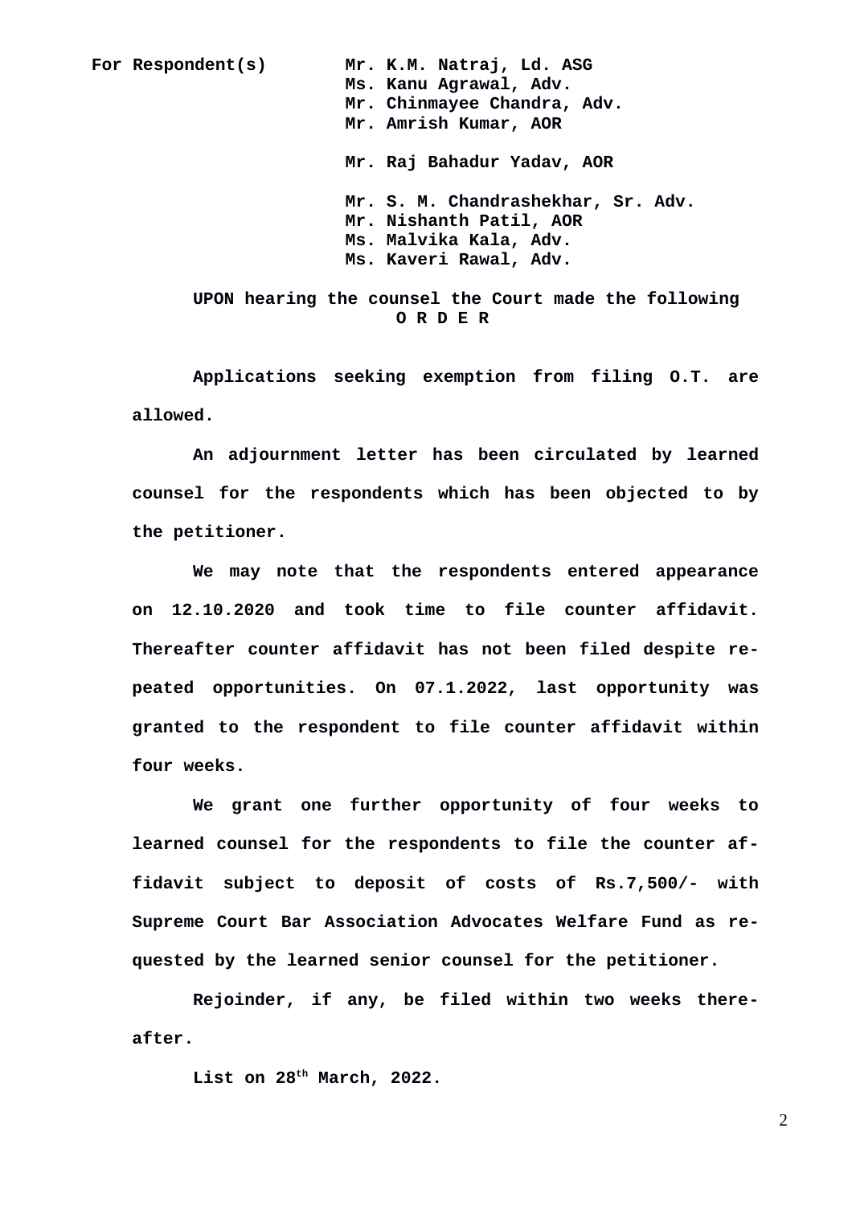For Respondent(s)    Mr. K.M. Natraj, Ld. ASG
Ms. Kanu Agrawal, Adv.
Mr. Chinmayee Chandra, Adv.
Mr. Amrish Kumar, AOR

Mr. Raj Bahadur Yadav, AOR

Mr. S. M. Chandrashekhar, Sr. Adv.
Mr. Nishanth Patil, AOR
Ms. Malvika Kala, Adv.
Ms. Kaveri Rawal, Adv.

**UPON hearing the counsel the Court made the following**

**O R D E R**

Applications seeking exemption from filing O.T. are allowed.

An adjournment letter has been circulated by learned counsel for the respondents which has been objected to by the petitioner.

We may note that the respondents entered appearance on 12.10.2020 and took time to file counter affidavit. Thereafter counter affidavit has not been filed despite repeated opportunities. On 07.1.2022, last opportunity was granted to the respondent to file counter affidavit within four weeks.

We grant one further opportunity of four weeks to learned counsel for the respondents to file the counter affidavit subject to deposit of costs of Rs.7,500/- with Supreme Court Bar Association Advocates Welfare Fund as requested by the learned senior counsel for the petitioner.

Rejoinder, if any, be filed within two weeks thereafter.

List on 28th March, 2022.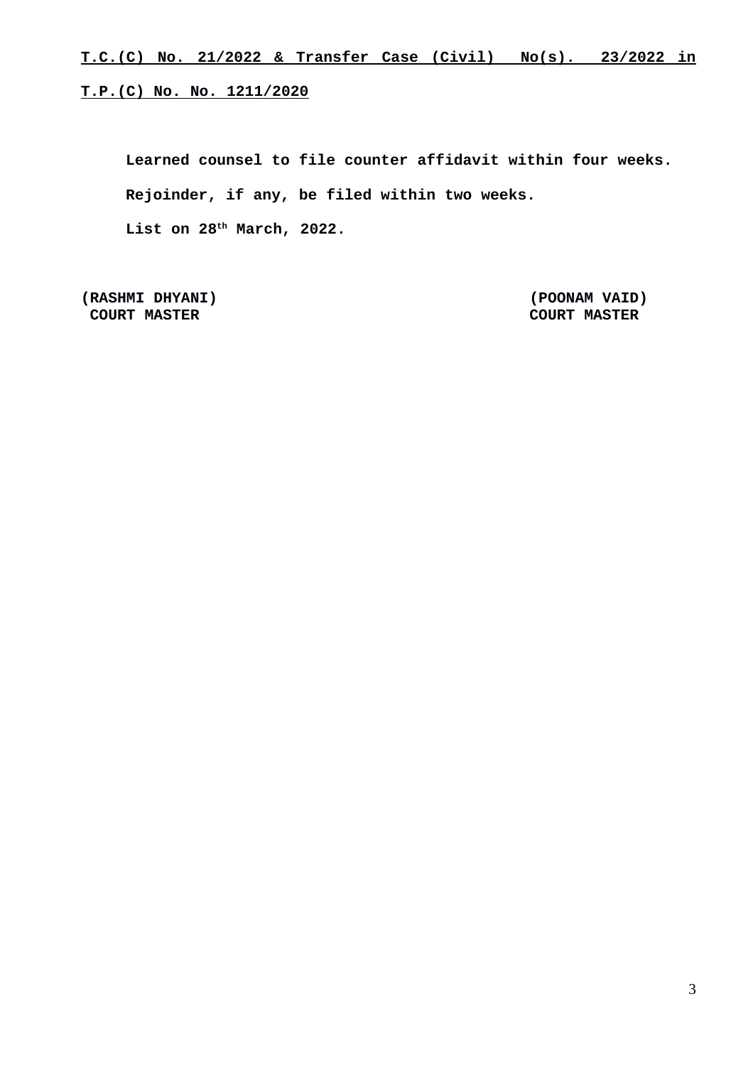**T.C.(C) No. 21/2022 & Transfer Case (Civil) No(s). 23/2022 in T.P.(C) No. No. 1211/2020**

**Learned counsel to file counter affidavit within four weeks.**

**Rejoinder, if any, be filed within two weeks.**

**List on 28th March, 2022.**

**(RASHMI DHYANI)**
**COURT MASTER**

**(POONAM VAID)**
**COURT MASTER**